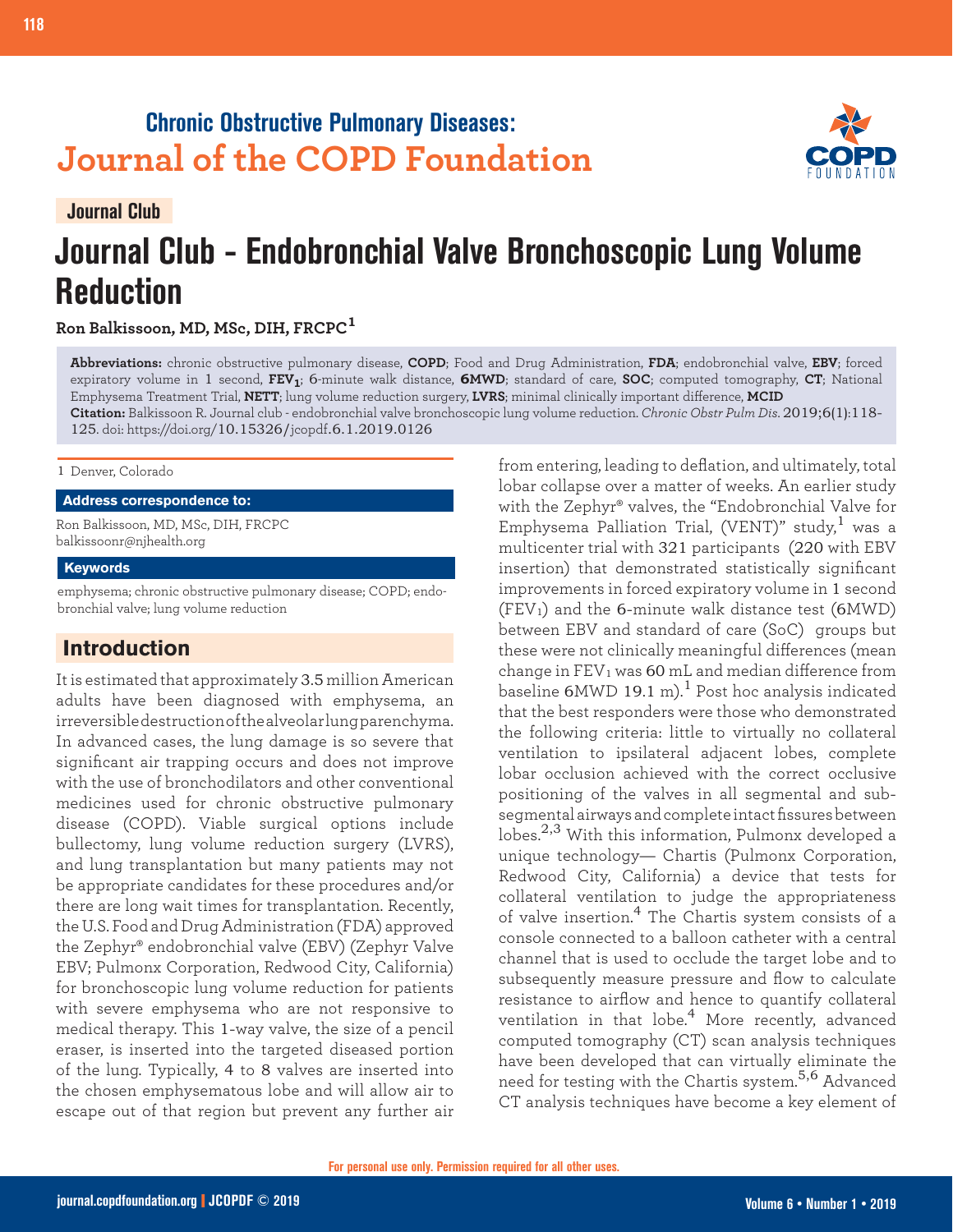Chronic Obstructive Pulmonary Diseases:
Journal of the COPD Foundation

Journal Club

# Journal Club - Endobronchial Valve Bronchoscopic Lung Volume Reduction

**Ron Balkissoon, MD, MSc, DIH, FRCPC[1]**

**Abbreviations:** chronic obstructive pulmonary disease, **COPD**; Food and Drug Administration, **FDA**; endobronchial valve, **EBV**; forced expiratory volume in 1 second, **$FEV_1$**; 6-minute walk distance, **6MWD**; standard of care, **SOC**; computed tomography, **CT**; National Emphysema Treatment Trial, **NETT**; lung volume reduction surgery, **LVRS**; minimal clinically important difference, **MCID**

**Citation:** Balkissoon R. Journal club - endobronchial valve bronchoscopic lung volume reduction. *Chronic Obstr Pulm Dis*. 2019;6(1):118-125. doi: https://doi.org/10.15326/jcopdf.6.1.2019.0126

1 Denver, Colorado

**Address correspondence to:**

Ron Balkissoon, MD, MSc, DIH, FRCPC
balkissoonr@njhealth.org

**Keywords**

emphysema; chronic obstructive pulmonary disease; COPD; endobronchial valve; lung volume reduction

## Introduction

It is estimated that approximately 3.5 million American adults have been diagnosed with emphysema, an irreversible destruction of the alveolar lung parenchyma. In advanced cases, the lung damage is so severe that significant air trapping occurs and does not improve with the use of bronchodilators and other conventional medicines used for chronic obstructive pulmonary disease (COPD). Viable surgical options include bullectomy, lung volume reduction surgery (LVRS), and lung transplantation but many patients may not be appropriate candidates for these procedures and/or there are long wait times for transplantation. Recently, the U.S. Food and Drug Administration (FDA) approved the Zephyr® endobronchial valve (EBV) (Zephyr Valve EBV; Pulmonx Corporation, Redwood City, California) for bronchoscopic lung volume reduction for patients with severe emphysema who are not responsive to medical therapy. This 1-way valve, the size of a pencil eraser, is inserted into the targeted diseased portion of the lung. Typically, 4 to 8 valves are inserted into the chosen emphysematous lobe and will allow air to escape out of that region but prevent any further air from entering, leading to deflation, and ultimately, total lobar collapse over a matter of weeks. An earlier study with the Zephyr® valves, the "Endobronchial Valve for Emphysema Palliation Trial, (VENT)" study,[1] was a multicenter trial with 321 participants (220 with EBV insertion) that demonstrated statistically significant improvements in forced expiratory volume in 1 second ($FEV_1$) and the 6-minute walk distance test (6MWD) between EBV and standard of care (SoC) groups but these were not clinically meaningful differences (mean change in $FEV_1$ was 60 mL and median difference from baseline 6MWD 19.1 m).[1] Post hoc analysis indicated that the best responders were those who demonstrated the following criteria: little to virtually no collateral ventilation to ipsilateral adjacent lobes, complete lobar occlusion achieved with the correct occlusive positioning of the valves in all segmental and sub-segmental airways and complete intact fissures between lobes.[2,3] With this information, Pulmonx developed a unique technology— Chartis (Pulmonx Corporation, Redwood City, California) a device that tests for collateral ventilation to judge the appropriateness of valve insertion.[4] The Chartis system consists of a console connected to a balloon catheter with a central channel that is used to occlude the target lobe and to subsequently measure pressure and flow to calculate resistance to airflow and hence to quantify collateral ventilation in that lobe.[4] More recently, advanced computed tomography (CT) scan analysis techniques have been developed that can virtually eliminate the need for testing with the Chartis system.[5,6] Advanced CT analysis techniques have become a key element of

For personal use only. Permission required for all other uses.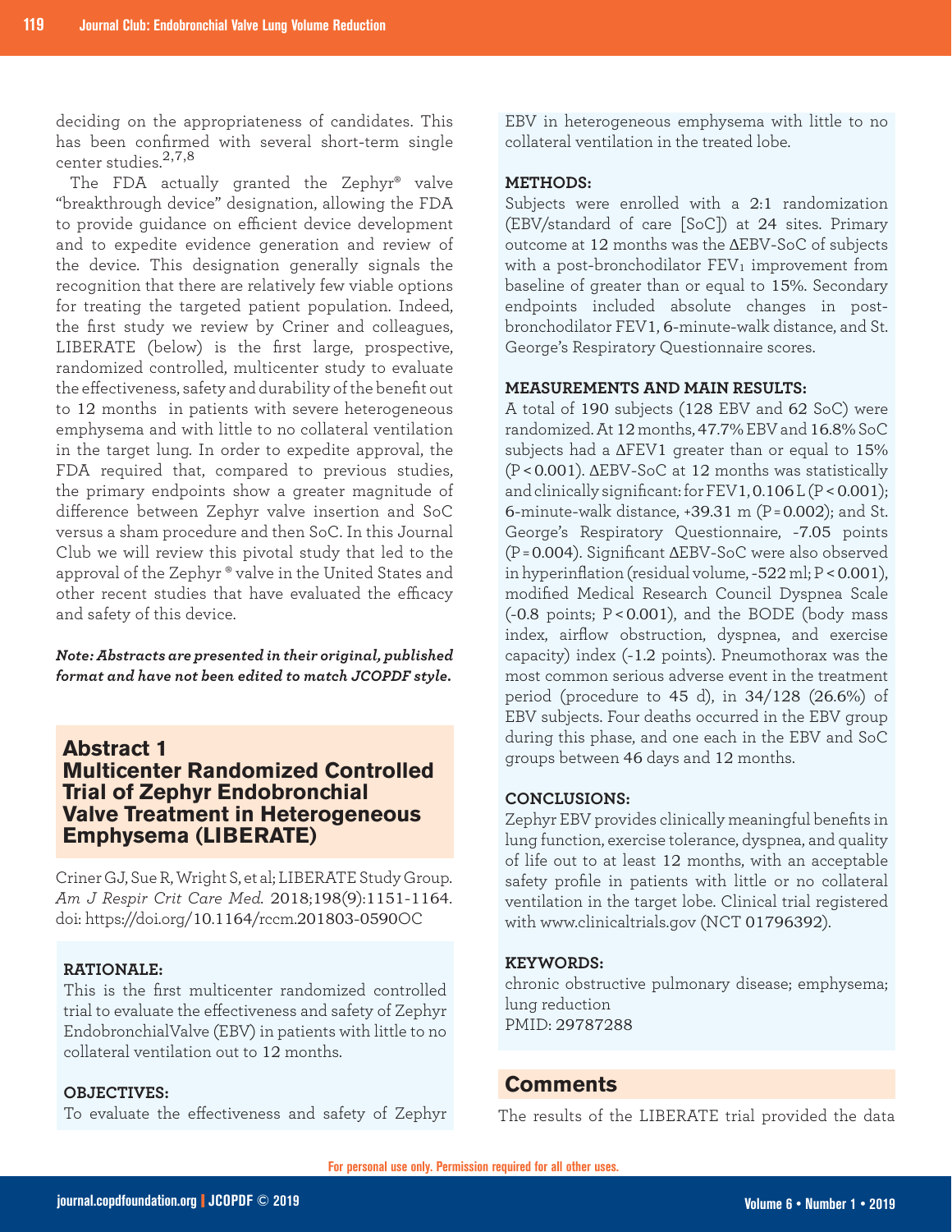deciding on the appropriateness of candidates. This has been confirmed with several short-term single center studies.[2,7,8]

The FDA actually granted the Zephyr® valve "breakthrough device" designation, allowing the FDA to provide guidance on efficient device development and to expedite evidence generation and review of the device. This designation generally signals the recognition that there are relatively few viable options for treating the targeted patient population. Indeed, the first study we review by Criner and colleagues, LIBERATE (below) is the first large, prospective, randomized controlled, multicenter study to evaluate the effectiveness, safety and durability of the benefit out to 12 months in patients with severe heterogeneous emphysema and with little to no collateral ventilation in the target lung. In order to expedite approval, the FDA required that, compared to previous studies, the primary endpoints show a greater magnitude of difference between Zephyr valve insertion and SoC versus a sham procedure and then SoC. In this Journal Club we will review this pivotal study that led to the approval of the Zephyr ® valve in the United States and other recent studies that have evaluated the efficacy and safety of this device.

***Note: Abstracts are presented in their original, published format and have not been edited to match JCOPDF style.***

## Abstract 1
## Multicenter Randomized Controlled Trial of Zephyr Endobronchial Valve Treatment in Heterogeneous Emphysema (LIBERATE)

Criner GJ, Sue R, Wright S, et al; LIBERATE Study Group. *Am J Respir Crit Care Med.* 2018;198(9):1151-1164. doi: https://doi.org/10.1164/rccm.201803-0590OC

**RATIONALE:**

This is the first multicenter randomized controlled trial to evaluate the effectiveness and safety of Zephyr Endobronchial Valve (EBV) in patients with little to no collateral ventilation out to 12 months.

**OBJECTIVES:**

To evaluate the effectiveness and safety of Zephyr EBV in heterogeneous emphysema with little to no collateral ventilation in the treated lobe.

**METHODS:**

Subjects were enrolled with a 2:1 randomization (EBV/standard of care [SoC]) at 24 sites. Primary outcome at 12 months was the ΔEBV-SoC of subjects with a post-bronchodilator $FEV_1$ improvement from baseline of greater than or equal to 15%. Secondary endpoints included absolute changes in post-bronchodilator FEV1, 6-minute-walk distance, and St. George's Respiratory Questionnaire scores.

**MEASUREMENTS AND MAIN RESULTS:**

A total of 190 subjects (128 EBV and 62 SoC) were randomized. At 12 months, 47.7% EBV and 16.8% SoC subjects had a ΔFEV1 greater than or equal to 15% ($P < 0.001$). ΔEBV-SoC at 12 months was statistically and clinically significant: for FEV1, 0.106 L ($P < 0.001$); 6-minute-walk distance, +39.31 m ($P = 0.002$); and St. George's Respiratory Questionnaire, -7.05 points ($P = 0.004$). Significant ΔEBV-SoC were also observed in hyperinflation (residual volume, -522 ml; $P < 0.001$), modified Medical Research Council Dyspnea Scale (-0.8 points; $P < 0.001$), and the BODE (body mass index, airflow obstruction, dyspnea, and exercise capacity) index (-1.2 points). Pneumothorax was the most common serious adverse event in the treatment period (procedure to 45 d), in 34/128 (26.6%) of EBV subjects. Four deaths occurred in the EBV group during this phase, and one each in the EBV and SoC groups between 46 days and 12 months.

**CONCLUSIONS:**

Zephyr EBV provides clinically meaningful benefits in lung function, exercise tolerance, dyspnea, and quality of life out to at least 12 months, with an acceptable safety profile in patients with little or no collateral ventilation in the target lobe. Clinical trial registered with www.clinicaltrials.gov (NCT 01796392).

**KEYWORDS:**

chronic obstructive pulmonary disease; emphysema; lung reduction
PMID: 29787288

## Comments

The results of the LIBERATE trial provided the data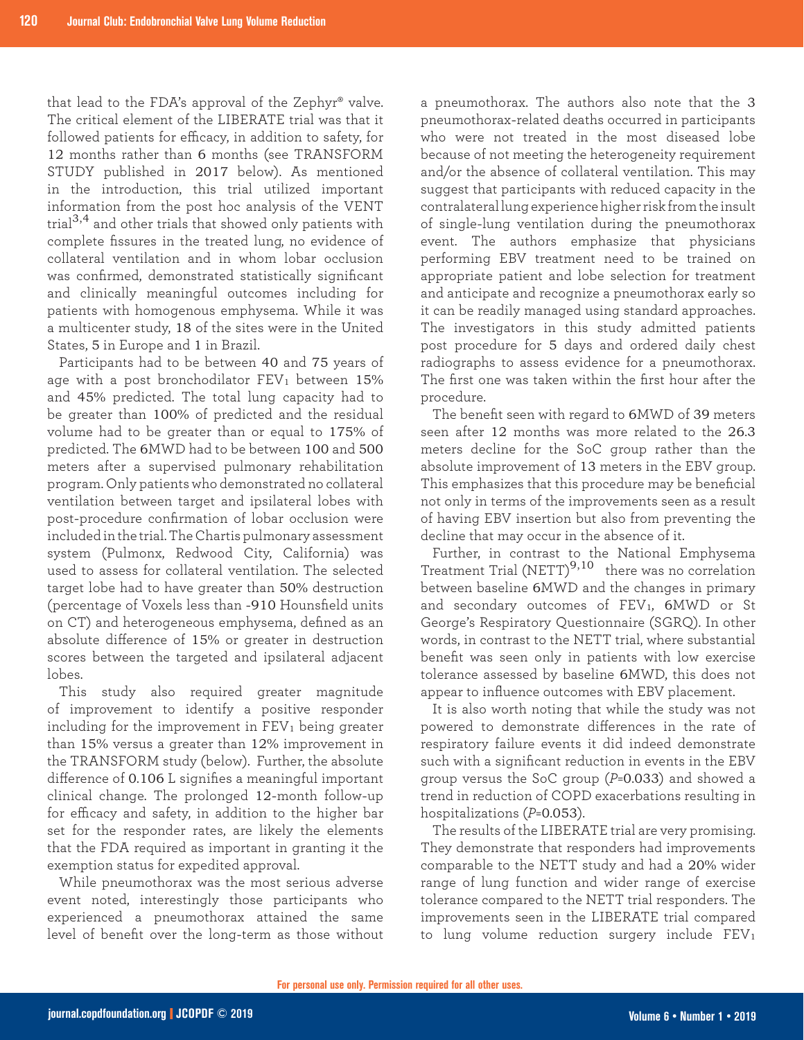that lead to the FDA's approval of the Zephyr® valve. The critical element of the LIBERATE trial was that it followed patients for efficacy, in addition to safety, for 12 months rather than 6 months (see TRANSFORM STUDY published in 2017 below). As mentioned in the introduction, this trial utilized important information from the post hoc analysis of the VENT trial[3,4] and other trials that showed only patients with complete fissures in the treated lung, no evidence of collateral ventilation and in whom lobar occlusion was confirmed, demonstrated statistically significant and clinically meaningful outcomes including for patients with homogenous emphysema. While it was a multicenter study, 18 of the sites were in the United States, 5 in Europe and 1 in Brazil.

Participants had to be between 40 and 75 years of age with a post bronchodilator $FEV_1$ between 15% and 45% predicted. The total lung capacity had to be greater than 100% of predicted and the residual volume had to be greater than or equal to 175% of predicted. The 6MWD had to be between 100 and 500 meters after a supervised pulmonary rehabilitation program. Only patients who demonstrated no collateral ventilation between target and ipsilateral lobes with post-procedure confirmation of lobar occlusion were included in the trial. The Chartis pulmonary assessment system (Pulmonx, Redwood City, California) was used to assess for collateral ventilation. The selected target lobe had to have greater than 50% destruction (percentage of Voxels less than -910 Hounsfield units on CT) and heterogeneous emphysema, defined as an absolute difference of 15% or greater in destruction scores between the targeted and ipsilateral adjacent lobes.

This study also required greater magnitude of improvement to identify a positive responder including for the improvement in $FEV_1$ being greater than 15% versus a greater than 12% improvement in the TRANSFORM study (below). Further, the absolute difference of 0.106 L signifies a meaningful important clinical change. The prolonged 12-month follow-up for efficacy and safety, in addition to the higher bar set for the responder rates, are likely the elements that the FDA required as important in granting it the exemption status for expedited approval.

While pneumothorax was the most serious adverse event noted, interestingly those participants who experienced a pneumothorax attained the same level of benefit over the long-term as those without a pneumothorax. The authors also note that the 3 pneumothorax-related deaths occurred in participants who were not treated in the most diseased lobe because of not meeting the heterogeneity requirement and/or the absence of collateral ventilation. This may suggest that participants with reduced capacity in the contralateral lung experience higher risk from the insult of single-lung ventilation during the pneumothorax event. The authors emphasize that physicians performing EBV treatment need to be trained on appropriate patient and lobe selection for treatment and anticipate and recognize a pneumothorax early so it can be readily managed using standard approaches. The investigators in this study admitted patients post procedure for 5 days and ordered daily chest radiographs to assess evidence for a pneumothorax. The first one was taken within the first hour after the procedure.

The benefit seen with regard to 6MWD of 39 meters seen after 12 months was more related to the 26.3 meters decline for the SoC group rather than the absolute improvement of 13 meters in the EBV group. This emphasizes that this procedure may be beneficial not only in terms of the improvements seen as a result of having EBV insertion but also from preventing the decline that may occur in the absence of it.

Further, in contrast to the National Emphysema Treatment Trial (NETT)[9,10] there was no correlation between baseline 6MWD and the changes in primary and secondary outcomes of $FEV_1$, 6MWD or St George's Respiratory Questionnaire (SGRQ). In other words, in contrast to the NETT trial, where substantial benefit was seen only in patients with low exercise tolerance assessed by baseline 6MWD, this does not appear to influence outcomes with EBV placement.

It is also worth noting that while the study was not powered to demonstrate differences in the rate of respiratory failure events it did indeed demonstrate such with a significant reduction in events in the EBV group versus the SoC group ($P$=0.033) and showed a trend in reduction of COPD exacerbations resulting in hospitalizations ($P$=0.053).

The results of the LIBERATE trial are very promising. They demonstrate that responders had improvements comparable to the NETT study and had a 20% wider range of lung function and wider range of exercise tolerance compared to the NETT trial responders. The improvements seen in the LIBERATE trial compared to lung volume reduction surgery include $FEV_1$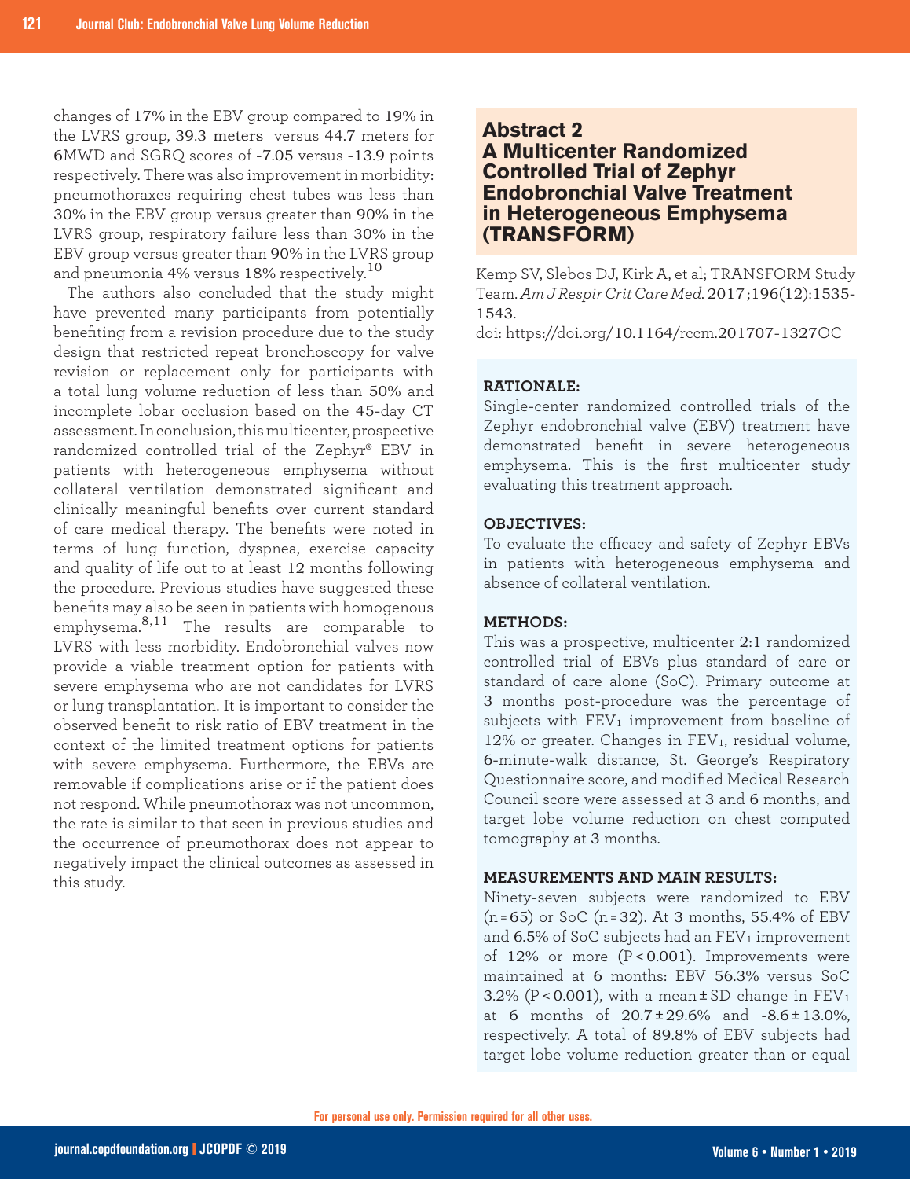changes of 17% in the EBV group compared to 19% in the LVRS group, 39.3 meters versus 44.7 meters for 6MWD and SGRQ scores of -7.05 versus -13.9 points respectively. There was also improvement in morbidity: pneumothoraxes requiring chest tubes was less than 30% in the EBV group versus greater than 90% in the LVRS group, respiratory failure less than 30% in the EBV group versus greater than 90% in the LVRS group and pneumonia 4% versus 18% respectively.[10]

The authors also concluded that the study might have prevented many participants from potentially benefiting from a revision procedure due to the study design that restricted repeat bronchoscopy for valve revision or replacement only for participants with a total lung volume reduction of less than 50% and incomplete lobar occlusion based on the 45-day CT assessment. In conclusion, this multicenter, prospective randomized controlled trial of the Zephyr® EBV in patients with heterogeneous emphysema without collateral ventilation demonstrated significant and clinically meaningful benefits over current standard of care medical therapy. The benefits were noted in terms of lung function, dyspnea, exercise capacity and quality of life out to at least 12 months following the procedure. Previous studies have suggested these benefits may also be seen in patients with homogenous emphysema.[8,11] The results are comparable to LVRS with less morbidity. Endobronchial valves now provide a viable treatment option for patients with severe emphysema who are not candidates for LVRS or lung transplantation. It is important to consider the observed benefit to risk ratio of EBV treatment in the context of the limited treatment options for patients with severe emphysema. Furthermore, the EBVs are removable if complications arise or if the patient does not respond. While pneumothorax was not uncommon, the rate is similar to that seen in previous studies and the occurrence of pneumothorax does not appear to negatively impact the clinical outcomes as assessed in this study.

## Abstract 2
## A Multicenter Randomized Controlled Trial of Zephyr Endobronchial Valve Treatment in Heterogeneous Emphysema (TRANSFORM)

Kemp SV, Slebos DJ, Kirk A, et al; TRANSFORM Study Team. *Am J Respir Crit Care Med.* 2017;196(12):1535-1543.
doi: https://doi.org/10.1164/rccm.201707-1327OC

**RATIONALE:**
Single-center randomized controlled trials of the Zephyr endobronchial valve (EBV) treatment have demonstrated benefit in severe heterogeneous emphysema. This is the first multicenter study evaluating this treatment approach.

**OBJECTIVES:**
To evaluate the efficacy and safety of Zephyr EBVs in patients with heterogeneous emphysema and absence of collateral ventilation.

**METHODS:**
This was a prospective, multicenter 2:1 randomized controlled trial of EBVs plus standard of care or standard of care alone (SoC). Primary outcome at 3 months post-procedure was the percentage of subjects with $FEV_1$ improvement from baseline of 12% or greater. Changes in $FEV_1$, residual volume, 6-minute-walk distance, St. George's Respiratory Questionnaire score, and modified Medical Research Council score were assessed at 3 and 6 months, and target lobe volume reduction on chest computed tomography at 3 months.

**MEASUREMENTS AND MAIN RESULTS:**
Ninety-seven subjects were randomized to EBV ($n = 65$) or SoC ($n = 32$). At 3 months, 55.4% of EBV and 6.5% of SoC subjects had an $FEV_1$ improvement of 12% or more ($P < 0.001$). Improvements were maintained at 6 months: EBV 56.3% versus SoC 3.2% ($P < 0.001$), with a mean ± SD change in $FEV_1$ at 6 months of 20.7 ± 29.6% and -8.6 ± 13.0%, respectively. A total of 89.8% of EBV subjects had target lobe volume reduction greater than or equal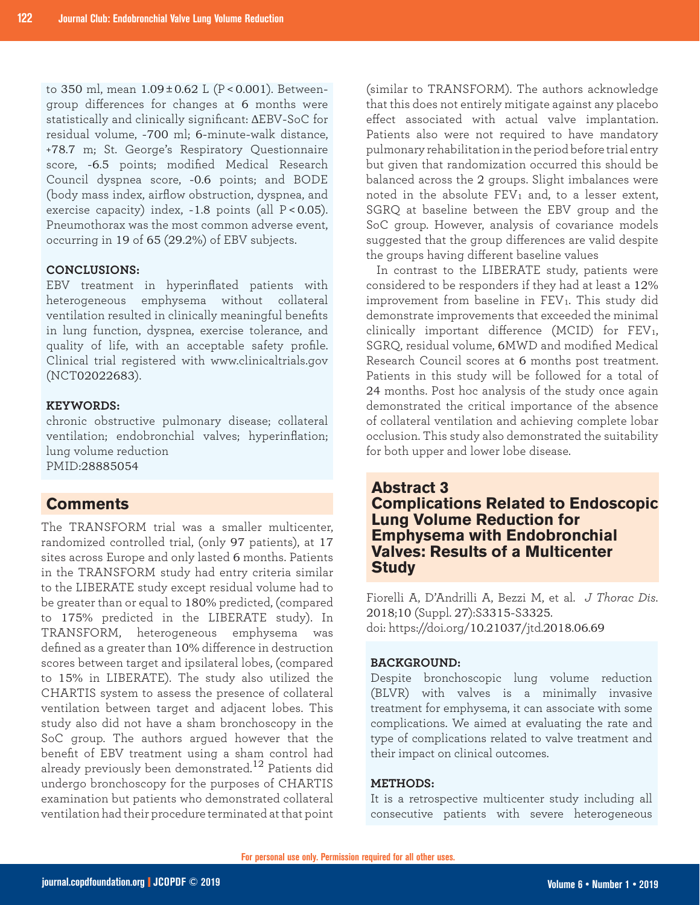to 350 ml, mean 1.09 ± 0.62 L ($P < 0.001$). Between-group differences for changes at 6 months were statistically and clinically significant: ΔEBV-SoC for residual volume, -700 ml; 6-minute-walk distance, +78.7 m; St. George's Respiratory Questionnaire score, -6.5 points; modified Medical Research Council dyspnea score, -0.6 points; and BODE (body mass index, airflow obstruction, dyspnea, and exercise capacity) index, -1.8 points (all $P < 0.05$). Pneumothorax was the most common adverse event, occurring in 19 of 65 (29.2%) of EBV subjects.

**CONCLUSIONS:**

EBV treatment in hyperinflated patients with heterogeneous emphysema without collateral ventilation resulted in clinically meaningful benefits in lung function, dyspnea, exercise tolerance, and quality of life, with an acceptable safety profile. Clinical trial registered with www.clinicaltrials.gov (NCT02022683).

**KEYWORDS:**

chronic obstructive pulmonary disease; collateral ventilation; endobronchial valves; hyperinflation; lung volume reduction
PMID:28885054

## Comments

The TRANSFORM trial was a smaller multicenter, randomized controlled trial, (only 97 patients), at 17 sites across Europe and only lasted 6 months. Patients in the TRANSFORM study had entry criteria similar to the LIBERATE study except residual volume had to be greater than or equal to 180% predicted, (compared to 175% predicted in the LIBERATE study). In TRANSFORM, heterogeneous emphysema was defined as a greater than 10% difference in destruction scores between target and ipsilateral lobes, (compared to 15% in LIBERATE). The study also utilized the CHARTIS system to assess the presence of collateral ventilation between target and adjacent lobes. This study also did not have a sham bronchoscopy in the SoC group. The authors argued however that the benefit of EBV treatment using a sham control had already previously been demonstrated.[12] Patients did undergo bronchoscopy for the purposes of CHARTIS examination but patients who demonstrated collateral ventilation had their procedure terminated at that point (similar to TRANSFORM). The authors acknowledge that this does not entirely mitigate against any placebo effect associated with actual valve implantation. Patients also were not required to have mandatory pulmonary rehabilitation in the period before trial entry but given that randomization occurred this should be balanced across the 2 groups. Slight imbalances were noted in the absolute $FEV_1$ and, to a lesser extent, SGRQ at baseline between the EBV group and the SoC group. However, analysis of covariance models suggested that the group differences are valid despite the groups having different baseline values

In contrast to the LIBERATE study, patients were considered to be responders if they had at least a 12% improvement from baseline in $FEV_1$. This study did demonstrate improvements that exceeded the minimal clinically important difference (MCID) for $FEV_1$, SGRQ, residual volume, 6MWD and modified Medical Research Council scores at 6 months post treatment. Patients in this study will be followed for a total of 24 months. Post hoc analysis of the study once again demonstrated the critical importance of the absence of collateral ventilation and achieving complete lobar occlusion. This study also demonstrated the suitability for both upper and lower lobe disease.

## Abstract 3
## Complications Related to Endoscopic Lung Volume Reduction for Emphysema with Endobronchial Valves: Results of a Multicenter Study

Fiorelli A, D'Andrilli A, Bezzi M, et al. *J Thorac Dis*. 2018;10 (Suppl. 27):S3315-S3325.
doi: https://doi.org/10.21037/jtd.2018.06.69

**BACKGROUND:**

Despite bronchoscopic lung volume reduction (BLVR) with valves is a minimally invasive treatment for emphysema, it can associate with some complications. We aimed at evaluating the rate and type of complications related to valve treatment and their impact on clinical outcomes.

**METHODS:**

It is a retrospective multicenter study including all consecutive patients with severe heterogeneous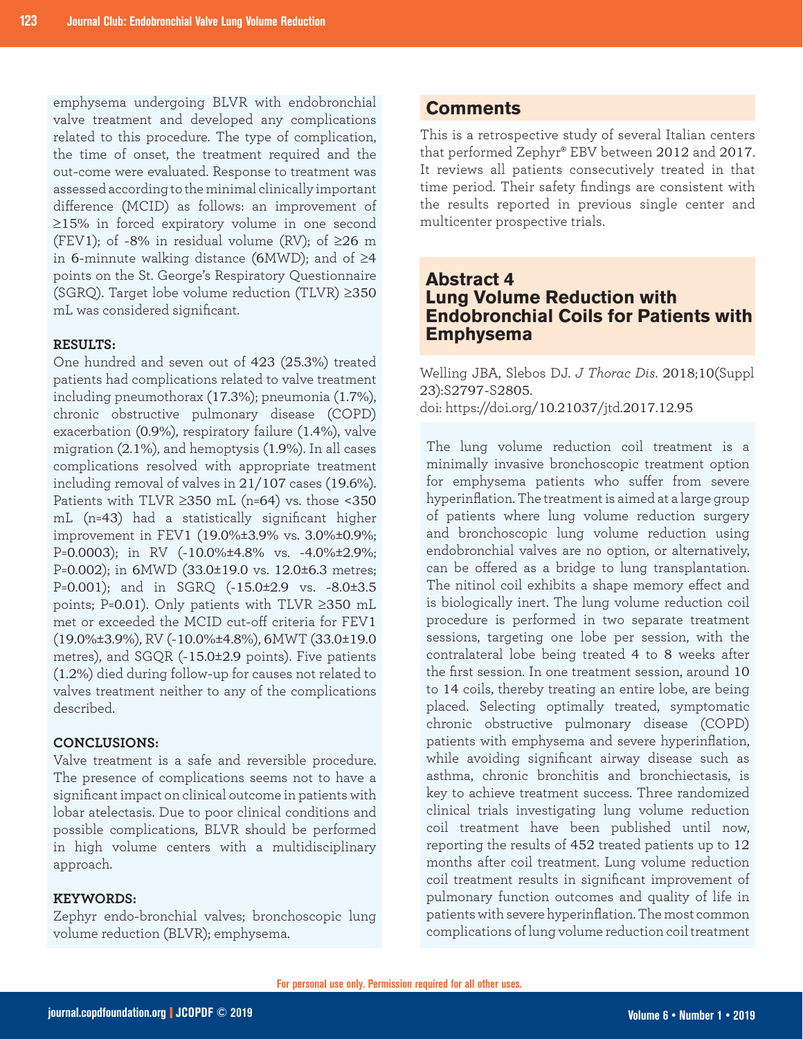emphysema undergoing BLVR with endobronchial valve treatment and developed any complications related to this procedure. The type of complication, the time of onset, the treatment required and the out-come were evaluated. Response to treatment was assessed according to the minimal clinically important difference (MCID) as follows: an improvement of ≥15% in forced expiratory volume in one second (FEV1); of -8% in residual volume (RV); of ≥26 m in 6-minnute walking distance (6MWD); and of ≥4 points on the St. George's Respiratory Questionnaire (SGRQ). Target lobe volume reduction (TLVR) ≥350 mL was considered significant.

**RESULTS:**
One hundred and seven out of 423 (25.3%) treated patients had complications related to valve treatment including pneumothorax (17.3%); pneumonia (1.7%), chronic obstructive pulmonary disease (COPD) exacerbation (0.9%), respiratory failure (1.4%), valve migration (2.1%), and hemoptysis (1.9%). In all cases complications resolved with appropriate treatment including removal of valves in 21/107 cases (19.6%). Patients with TLVR ≥350 mL (n=64) vs. those <350 mL (n=43) had a statistically significant higher improvement in FEV1 (19.0%±3.9% vs. 3.0%±0.9%; P=0.0003); in RV (-10.0%±4.8% vs. -4.0%±2.9%; P=0.002); in 6MWD (33.0±19.0 vs. 12.0±6.3 metres; P=0.001); and in SGRQ (-15.0±2.9 vs. -8.0±3.5 points; P=0.01). Only patients with TLVR ≥350 mL met or exceeded the MCID cut-off criteria for FEV1 (19.0%±3.9%), RV (-10.0%±4.8%), 6MWT (33.0±19.0 metres), and SGQR (-15.0±2.9 points). Five patients (1.2%) died during follow-up for causes not related to valves treatment neither to any of the complications described.

**CONCLUSIONS:**
Valve treatment is a safe and reversible procedure. The presence of complications seems not to have a significant impact on clinical outcome in patients with lobar atelectasis. Due to poor clinical conditions and possible complications, BLVR should be performed in high volume centers with a multidisciplinary approach.

**KEYWORDS:**
Zephyr endo-bronchial valves; bronchoscopic lung volume reduction (BLVR); emphysema.

## Comments

This is a retrospective study of several Italian centers that performed Zephyr® EBV between 2012 and 2017. It reviews all patients consecutively treated in that time period. Their safety findings are consistent with the results reported in previous single center and multicenter prospective trials.

## Abstract 4
## Lung Volume Reduction with Endobronchial Coils for Patients with Emphysema

Welling JBA, Slebos DJ. *J Thorac Dis.* 2018;10(Suppl 23):S2797-S2805.
doi: https://doi.org/10.21037/jtd.2017.12.95

The lung volume reduction coil treatment is a minimally invasive bronchoscopic treatment option for emphysema patients who suffer from severe hyperinflation. The treatment is aimed at a large group of patients where lung volume reduction surgery and bronchoscopic lung volume reduction using endobronchial valves are no option, or alternatively, can be offered as a bridge to lung transplantation. The nitinol coil exhibits a shape memory effect and is biologically inert. The lung volume reduction coil procedure is performed in two separate treatment sessions, targeting one lobe per session, with the contralateral lobe being treated 4 to 8 weeks after the first session. In one treatment session, around 10 to 14 coils, thereby treating an entire lobe, are being placed. Selecting optimally treated, symptomatic chronic obstructive pulmonary disease (COPD) patients with emphysema and severe hyperinflation, while avoiding significant airway disease such as asthma, chronic bronchitis and bronchiectasis, is key to achieve treatment success. Three randomized clinical trials investigating lung volume reduction coil treatment have been published until now, reporting the results of 452 treated patients up to 12 months after coil treatment. Lung volume reduction coil treatment results in significant improvement of pulmonary function outcomes and quality of life in patients with severe hyperinflation. The most common complications of lung volume reduction coil treatment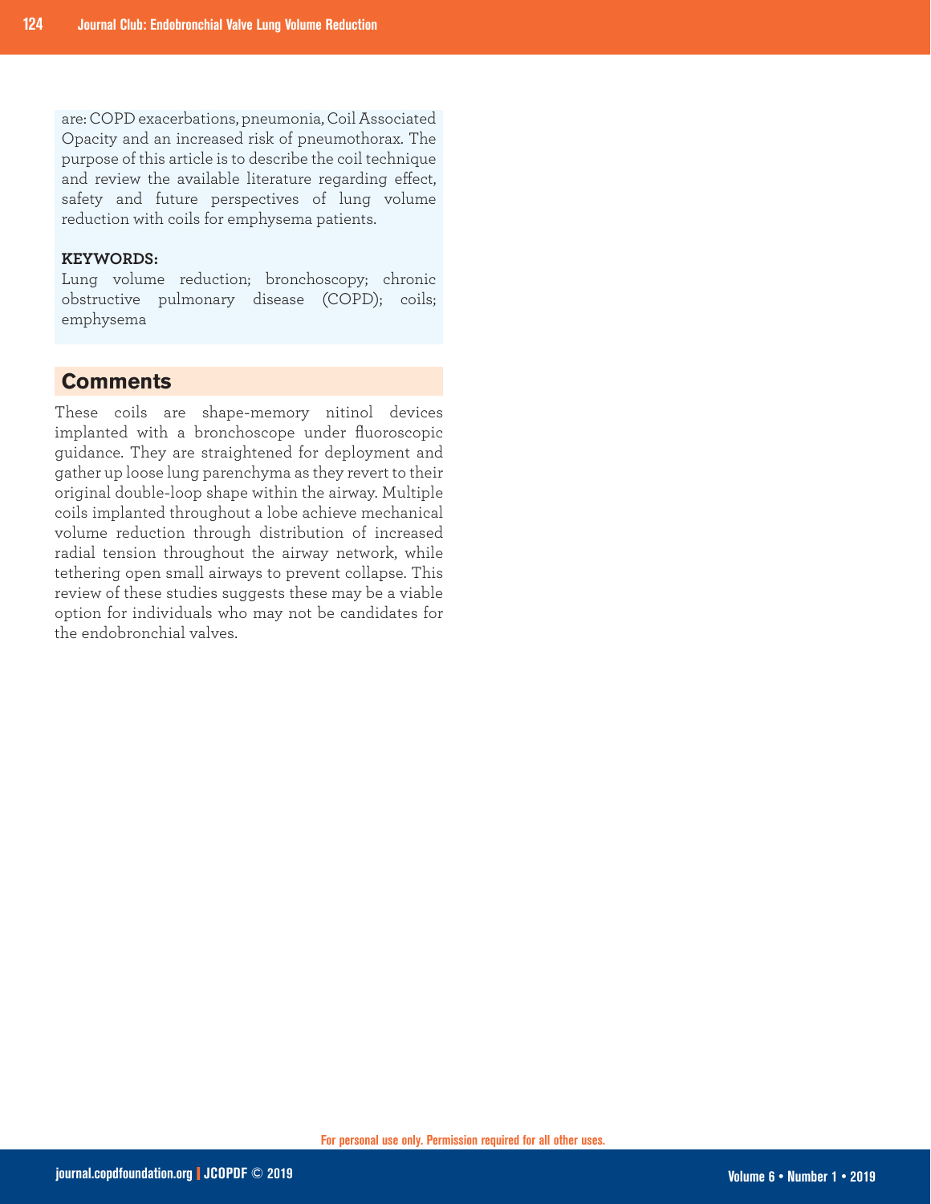are: COPD exacerbations, pneumonia, Coil Associated Opacity and an increased risk of pneumothorax. The purpose of this article is to describe the coil technique and review the available literature regarding effect, safety and future perspectives of lung volume reduction with coils for emphysema patients.

**KEYWORDS:**
Lung volume reduction; bronchoscopy; chronic obstructive pulmonary disease (COPD); coils; emphysema

## Comments

These coils are shape-memory nitinol devices implanted with a bronchoscope under fluoroscopic guidance. They are straightened for deployment and gather up loose lung parenchyma as they revert to their original double-loop shape within the airway. Multiple coils implanted throughout a lobe achieve mechanical volume reduction through distribution of increased radial tension throughout the airway network, while tethering open small airways to prevent collapse. This review of these studies suggests these may be a viable option for individuals who may not be candidates for the endobronchial valves.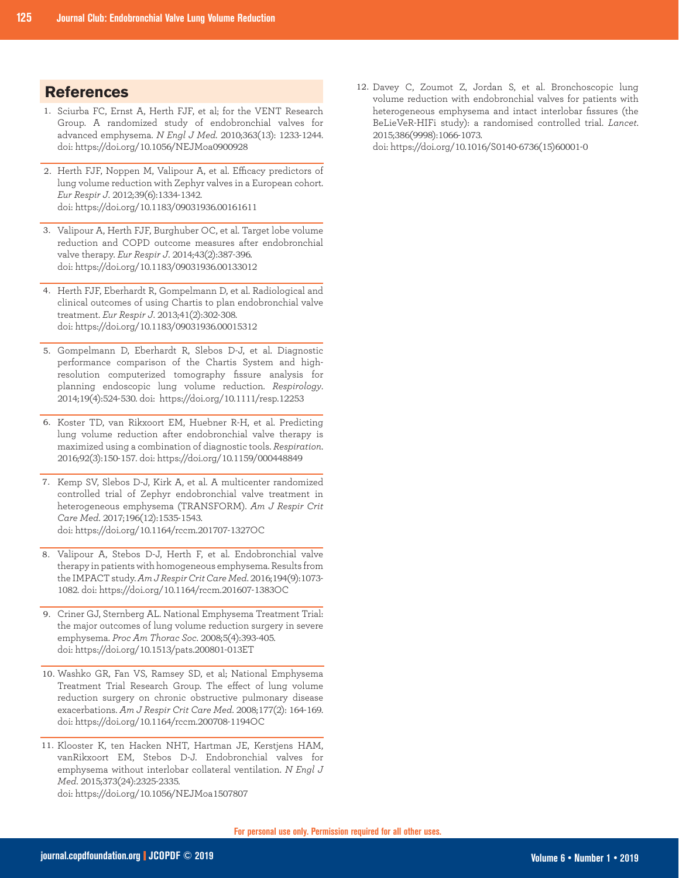## References

1. Sciurba FC, Ernst A, Herth FJF, et al; for the VENT Research Group. A randomized study of endobronchial valves for advanced emphysema. *N Engl J Med*. 2010;363(13): 1233-1244. doi: https://doi.org/10.1056/NEJMoa0900928

2. Herth FJF, Noppen M, Valipour A, et al. Efficacy predictors of lung volume reduction with Zephyr valves in a European cohort. *Eur Respir J*. 2012;39(6):1334-1342. doi: https://doi.org/10.1183/09031936.00161611

3. Valipour A, Herth FJF, Burghuber OC, et al. Target lobe volume reduction and COPD outcome measures after endobronchial valve therapy. *Eur Respir J*. 2014;43(2):387-396. doi: https://doi.org/10.1183/09031936.00133012

4. Herth FJF, Eberhardt R, Gompelmann D, et al. Radiological and clinical outcomes of using Chartis to plan endobronchial valve treatment. *Eur Respir J*. 2013;41(2):302-308. doi: https://doi.org/10.1183/09031936.00015312

5. Gompelmann D, Eberhardt R, Slebos D-J, et al. Diagnostic performance comparison of the Chartis System and high-resolution computerized tomography fissure analysis for planning endoscopic lung volume reduction. *Respirology*. 2014;19(4):524-530. doi: https://doi.org/10.1111/resp.12253

6. Koster TD, van Rikxoort EM, Huebner R-H, et al. Predicting lung volume reduction after endobronchial valve therapy is maximized using a combination of diagnostic tools. *Respiration*. 2016;92(3):150-157. doi: https://doi.org/10.1159/000448849

7. Kemp SV, Slebos D-J, Kirk A, et al. A multicenter randomized controlled trial of Zephyr endobronchial valve treatment in heterogeneous emphysema (TRANSFORM). *Am J Respir Crit Care Med*. 2017;196(12):1535-1543. doi: https://doi.org/10.1164/rccm.201707-1327OC

8. Valipour A, Stebos D-J, Herth F, et al. Endobronchial valve therapy in patients with homogeneous emphysema. Results from the IMPACT study. *Am J Respir Crit Care Med*. 2016;194(9):1073-1082. doi: https://doi.org/10.1164/rccm.201607-1383OC

9. Criner GJ, Sternberg AL. National Emphysema Treatment Trial: the major outcomes of lung volume reduction surgery in severe emphysema. *Proc Am Thorac Soc*. 2008;5(4):393-405. doi: https://doi.org/10.1513/pats.200801-013ET

10. Washko GR, Fan VS, Ramsey SD, et al; National Emphysema Treatment Trial Research Group. The effect of lung volume reduction surgery on chronic obstructive pulmonary disease exacerbations. *Am J Respir Crit Care Med*. 2008;177(2): 164-169. doi: https://doi.org/10.1164/rccm.200708-1194OC

11. Klooster K, ten Hacken NHT, Hartman JE, Kerstjens HAM, vanRikxoort EM, Stebos D-J. Endobronchial valves for emphysema without interlobar collateral ventilation. *N Engl J Med*. 2015;373(24):2325-2335. doi: https://doi.org/10.1056/NEJMoa1507807

12. Davey C, Zoumot Z, Jordan S, et al. Bronchoscopic lung volume reduction with endobronchial valves for patients with heterogeneous emphysema and intact interlobar fissures (the BeLieVeR-HIFi study): a randomised controlled trial. *Lancet*. 2015;386(9998):1066-1073. doi: https://doi.org/10.1016/S0140-6736(15)60001-0